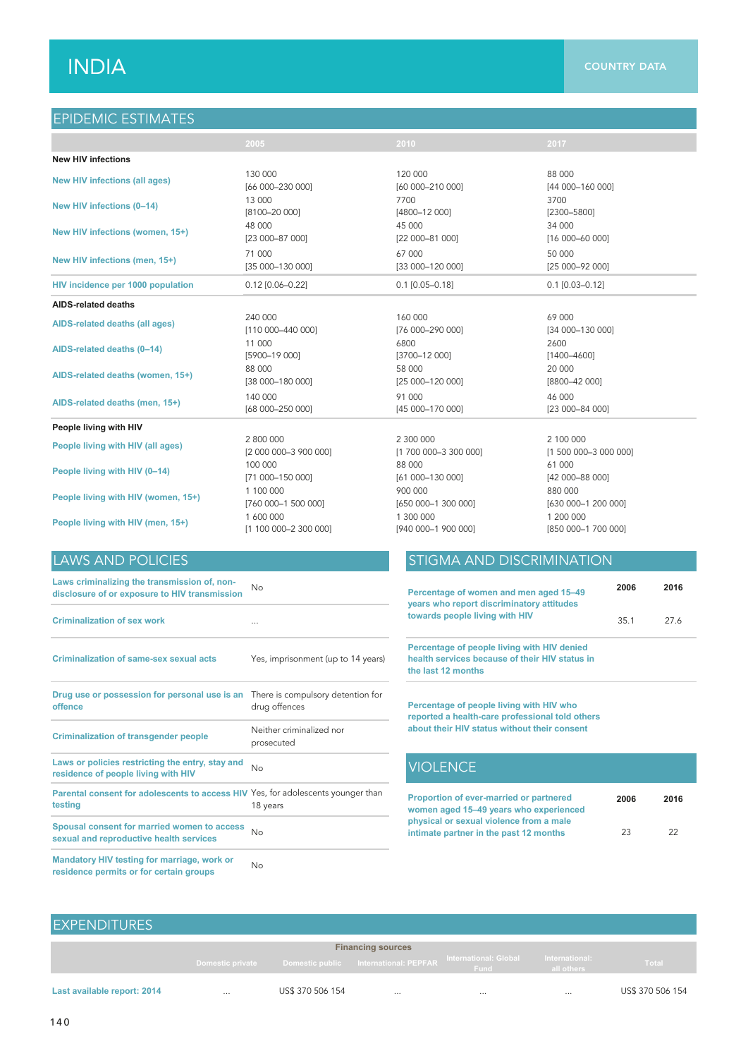# INDIA

COUNTRY DATA

## EPIDEMIC ESTIMATES

| | 2005 | 2010 | 2017 |
|---|---|---|---|
| **New HIV infections** | | | |
| New HIV infections (all ages) | 130 000 [66 000–230 000] | 120 000 [60 000–210 000] | 88 000 [44 000–160 000] |
| New HIV infections (0–14) | 13 000 [8100–20 000] | 7700 [4800–12 000] | 3700 [2300–5800] |
| New HIV infections (women, 15+) | 48 000 [23 000–87 000] | 45 000 [22 000–81 000] | 34 000 [16 000–60 000] |
| New HIV infections (men, 15+) | 71 000 [35 000–130 000] | 67 000 [33 000–120 000] | 50 000 [25 000–92 000] |
| HIV incidence per 1000 population | 0.12 [0.06–0.22] | 0.1 [0.05–0.18] | 0.1 [0.03–0.12] |
| **AIDS-related deaths** | | | |
| AIDS-related deaths (all ages) | 240 000 [110 000–440 000] | 160 000 [76 000–290 000] | 69 000 [34 000–130 000] |
| AIDS-related deaths (0–14) | 11 000 [5900–19 000] | 6800 [3700–12 000] | 2600 [1400–4600] |
| AIDS-related deaths (women, 15+) | 88 000 [38 000–180 000] | 58 000 [25 000–120 000] | 20 000 [8800–42 000] |
| AIDS-related deaths (men, 15+) | 140 000 [68 000–250 000] | 91 000 [45 000–170 000] | 46 000 [23 000–84 000] |
| **People living with HIV** | | | |
| People living with HIV (all ages) | 2 800 000 [2 000 000–3 900 000] | 2 300 000 [1 700 000–3 300 000] | 2 100 000 [1 500 000–3 000 000] |
| People living with HIV (0–14) | 100 000 [71 000–150 000] | 88 000 [61 000–130 000] | 61 000 [42 000–88 000] |
| People living with HIV (women, 15+) | 1 100 000 [760 000–1 500 000] | 900 000 [650 000–1 300 000] | 880 000 [630 000–1 200 000] |
| People living with HIV (men, 15+) | 1 600 000 [1 100 000–2 300 000] | 1 300 000 [940 000–1 900 000] | 1 200 000 [850 000–1 700 000] |

## LAWS AND POLICIES

| | |
|---|---|
| Laws criminalizing the transmission of, non-disclosure of or exposure to HIV transmission | No |
| Criminalization of sex work | ... |
| Criminalization of same-sex sexual acts | Yes, imprisonment (up to 14 years) |
| Drug use or possession for personal use is an offence | There is compulsory detention for drug offences |
| Criminalization of transgender people | Neither criminalized nor prosecuted |
| Laws or policies restricting the entry, stay and residence of people living with HIV | No |
| Parental consent for adolescents to access HIV testing | Yes, for adolescents younger than 18 years |
| Spousal consent for married women to access sexual and reproductive health services | No |
| Mandatory HIV testing for marriage, work or residence permits or for certain groups | No |

## STIGMA AND DISCRIMINATION

| | 2006 | 2016 |
|---|---|---|
| Percentage of women and men aged 15–49 years who report discriminatory attitudes towards people living with HIV | 35.1 | 27.6 |
| Percentage of people living with HIV denied health services because of their HIV status in the last 12 months | | |
| Percentage of people living with HIV who reported a health-care professional told others about their HIV status without their consent | | |

## VIOLENCE

| | 2006 | 2016 |
|---|---|---|
| Proportion of ever-married or partnered women aged 15–49 years who experienced physical or sexual violence from a male intimate partner in the past 12 months | 23 | 22 |

## EXPENDITURES

| | Financing sources | | | | | |
|---|---|---|---|---|---|---|
| | Domestic private | Domestic public | International: PEPFAR | International: Global Fund | International: all others | Total |
| Last available report: 2014 | ... | US$ 370 506 154 | ... | ... | ... | US$ 370 506 154 |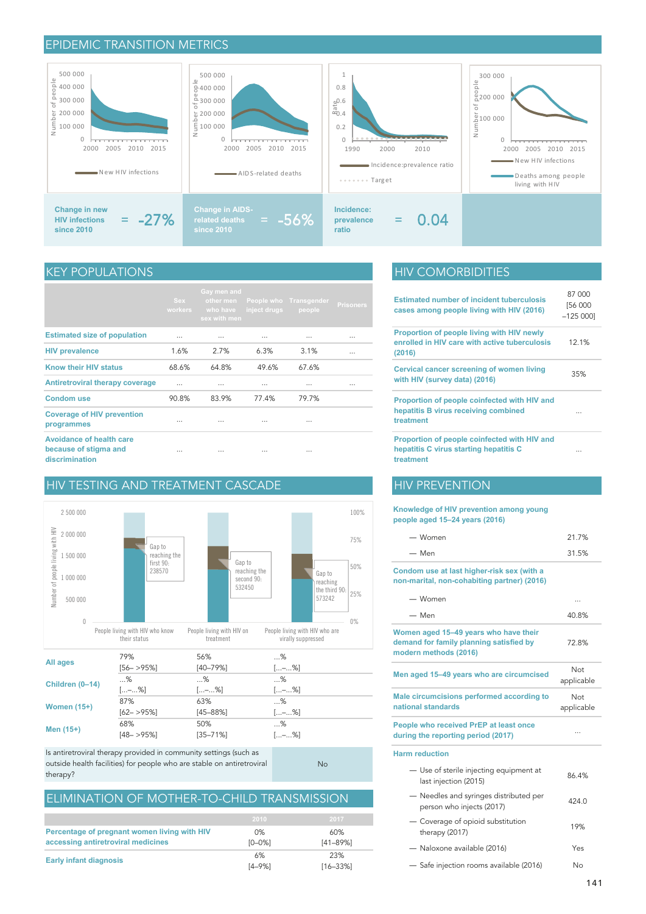## EPIDEMIC TRANSITION METRICS

500 000
400 000
300 000
200 000
100 000
0
Number of people
2000 2005 2010 2015
New HIV infections

500 000
400 000
300 000
200 000
100 000
0
Number of people
2000 2005 2010 2015
AIDS-related deaths

1
0.8
0.6
0.4
0.2
0
Rate
1990 2000 2010
Incidence:prevalence ratio
Target

300 000
200 000
100 000
0
Number of people
2000 2005 2010 2015
New HIV infections
Deaths among people living with HIV

Change in new HIV infections since 2010 = -27%

Change in AIDS-related deaths since 2010 = -56%

Incidence: prevalence ratio = 0.04

## KEY POPULATIONS

| | Sex workers | Gay men and other men who have sex with men | People who inject drugs | Transgender people | Prisoners |
|---|---|---|---|---|---|
| Estimated size of population | ... | ... | ... | ... | ... |
| HIV prevalence | 1.6% | 2.7% | 6.3% | 3.1% | ... |
| Know their HIV status | 68.6% | 64.8% | 49.6% | 67.6% | |
| Antiretroviral therapy coverage | ... | ... | ... | ... | ... |
| Condom use | 90.8% | 83.9% | 77.4% | 79.7% | |
| Coverage of HIV prevention programmes | ... | ... | ... | ... | |
| Avoidance of health care because of stigma and discrimination | ... | ... | ... | ... | |

## HIV TESTING AND TREATMENT CASCADE

2 500 000
2 000 000
1 500 000
1 000 000
500 000
0
Number of people living with HIV
100%
75%
50%
25%
0%
Gap to reaching the first 90: 238570
Gap to reaching the second 90: 532450
Gap to reaching the third 90: 573242
People living with HIV who know their status
People living with HIV on treatment
People living with HIV who are virally suppressed

| | | | |
|---|---|---|---|
| All ages | 79% [56– >95%] | 56% [40–79%] | ...% [...–...%] |
| Children (0–14) | ...% [...–...%] | ...% [...–...%] | ...% [...–...%] |
| Women (15+) | 87% [62– >95%] | 63% [45–88%] | ...% [...–...%] |
| Men (15+) | 68% [48– >95%] | 50% [35–71%] | ...% [...–...%] |

| | |
|---|---|
| Is antiretroviral therapy provided in community settings (such as outside health facilities) for people who are stable on antiretroviral therapy? | No |

## ELIMINATION OF MOTHER-TO-CHILD TRANSMISSION

| | 2010 | 2017 |
|---|---|---|
| Percentage of pregnant women living with HIV accessing antiretroviral medicines | 0% [0–0%] | 60% [41–89%] |
| Early infant diagnosis | 6% [4–9%] | 23% [16–33%] |

## HIV COMORBIDITIES

| | |
|---|---|
| Estimated number of incident tuberculosis cases among people living with HIV (2016) | 87 000 [56 000 –125 000] |
| Proportion of people living with HIV newly enrolled in HIV care with active tuberculosis (2016) | 12.1% |
| Cervical cancer screening of women living with HIV (survey data) (2016) | 35% |
| Proportion of people coinfected with HIV and hepatitis B virus receiving combined treatment | ... |
| Proportion of people coinfected with HIV and hepatitis C virus starting hepatitis C treatment | ... |

## HIV PREVENTION

| | |
|---|---|
| Knowledge of HIV prevention among young people aged 15–24 years (2016) | |
| — Women | 21.7% |
| — Men | 31.5% |
| Condom use at last higher-risk sex (with a non-marital, non-cohabiting partner) (2016) | |
| — Women | ... |
| — Men | 40.8% |
| Women aged 15–49 years who have their demand for family planning satisfied by modern methods (2016) | 72.8% |
| Men aged 15–49 years who are circumcised | Not applicable |
| Male circumcisions performed according to national standards | Not applicable |
| People who received PrEP at least once during the reporting period (2017) | ... |
| Harm reduction | |
| — Use of sterile injecting equipment at last injection (2015) | 86.4% |
| — Needles and syringes distributed per person who injects (2017) | 424.0 |
| — Coverage of opioid substitution therapy (2017) | 19% |
| — Naloxone available (2016) | Yes |
| — Safe injection rooms available (2016) | No |